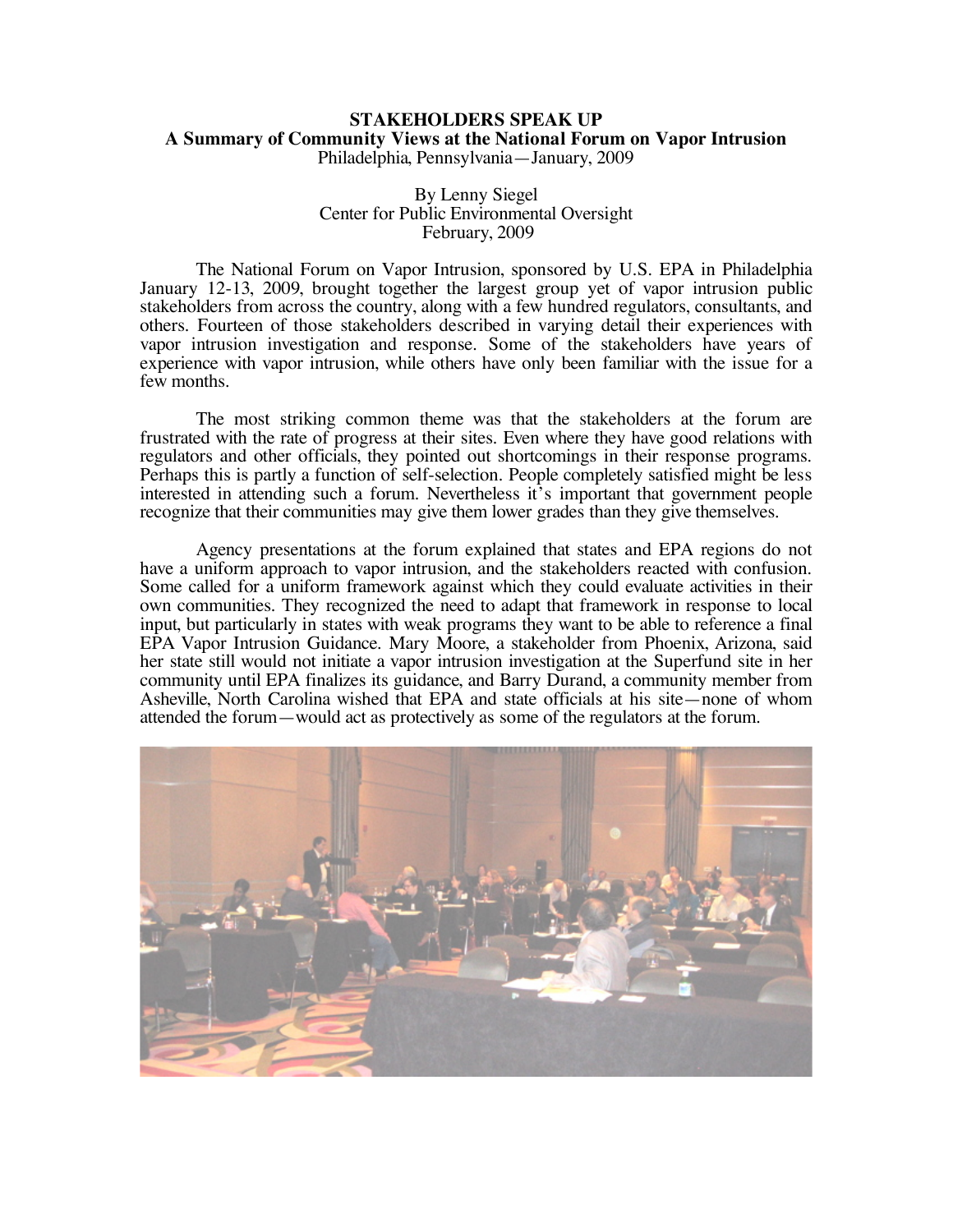**STAKEHOLDERS SPEAK UP**

**A Summary of Community Views at the National Forum on Vapor Intrusion**

Philadelphia, Pennsylvania—January, 2009

By Lenny Siegel
Center for Public Environmental Oversight
February, 2009

The National Forum on Vapor Intrusion, sponsored by U.S. EPA in Philadelphia January 12-13, 2009, brought together the largest group yet of vapor intrusion public stakeholders from across the country, along with a few hundred regulators, consultants, and others. Fourteen of those stakeholders described in varying detail their experiences with vapor intrusion investigation and response. Some of the stakeholders have years of experience with vapor intrusion, while others have only been familiar with the issue for a few months.

The most striking common theme was that the stakeholders at the forum are frustrated with the rate of progress at their sites. Even where they have good relations with regulators and other officials, they pointed out shortcomings in their response programs. Perhaps this is partly a function of self-selection. People completely satisfied might be less interested in attending such a forum. Nevertheless it's important that government people recognize that their communities may give them lower grades than they give themselves.

Agency presentations at the forum explained that states and EPA regions do not have a uniform approach to vapor intrusion, and the stakeholders reacted with confusion. Some called for a uniform framework against which they could evaluate activities in their own communities. They recognized the need to adapt that framework in response to local input, but particularly in states with weak programs they want to be able to reference a final EPA Vapor Intrusion Guidance. Mary Moore, a stakeholder from Phoenix, Arizona, said her state still would not initiate a vapor intrusion investigation at the Superfund site in her community until EPA finalizes its guidance, and Barry Durand, a community member from Asheville, North Carolina wished that EPA and state officials at his site—none of whom attended the forum—would act as protectively as some of the regulators at the forum.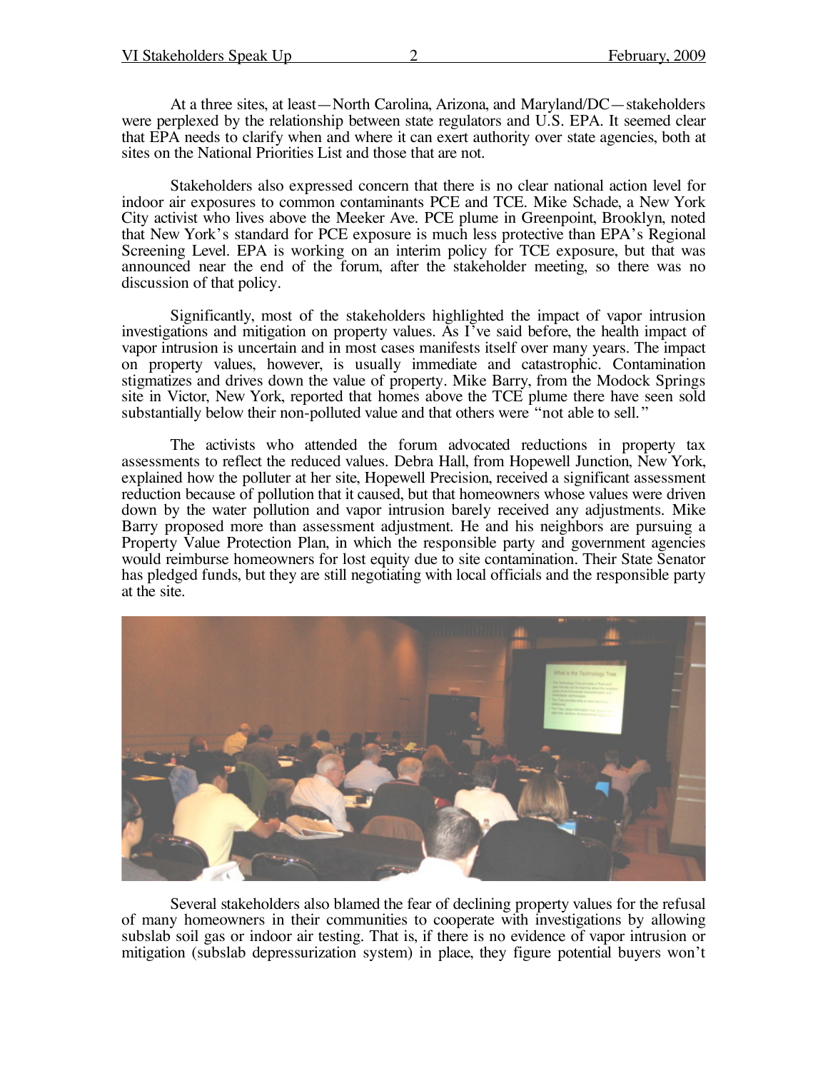At a three sites, at least—North Carolina, Arizona, and Maryland/DC—stakeholders were perplexed by the relationship between state regulators and U.S. EPA. It seemed clear that EPA needs to clarify when and where it can exert authority over state agencies, both at sites on the National Priorities List and those that are not.

Stakeholders also expressed concern that there is no clear national action level for indoor air exposures to common contaminants PCE and TCE. Mike Schade, a New York City activist who lives above the Meeker Ave. PCE plume in Greenpoint, Brooklyn, noted that New York's standard for PCE exposure is much less protective than EPA's Regional Screening Level. EPA is working on an interim policy for TCE exposure, but that was announced near the end of the forum, after the stakeholder meeting, so there was no discussion of that policy.

Significantly, most of the stakeholders highlighted the impact of vapor intrusion investigations and mitigation on property values. As I've said before, the health impact of vapor intrusion is uncertain and in most cases manifests itself over many years. The impact on property values, however, is usually immediate and catastrophic. Contamination stigmatizes and drives down the value of property. Mike Barry, from the Modock Springs site in Victor, New York, reported that homes above the TCE plume there have seen sold substantially below their non-polluted value and that others were "not able to sell."

The activists who attended the forum advocated reductions in property tax assessments to reflect the reduced values. Debra Hall, from Hopewell Junction, New York, explained how the polluter at her site, Hopewell Precision, received a significant assessment reduction because of pollution that it caused, but that homeowners whose values were driven down by the water pollution and vapor intrusion barely received any adjustments. Mike Barry proposed more than assessment adjustment. He and his neighbors are pursuing a Property Value Protection Plan, in which the responsible party and government agencies would reimburse homeowners for lost equity due to site contamination. Their State Senator has pledged funds, but they are still negotiating with local officials and the responsible party at the site.

Several stakeholders also blamed the fear of declining property values for the refusal of many homeowners in their communities to cooperate with investigations by allowing subslab soil gas or indoor air testing. That is, if there is no evidence of vapor intrusion or mitigation (subslab depressurization system) in place, they figure potential buyers won't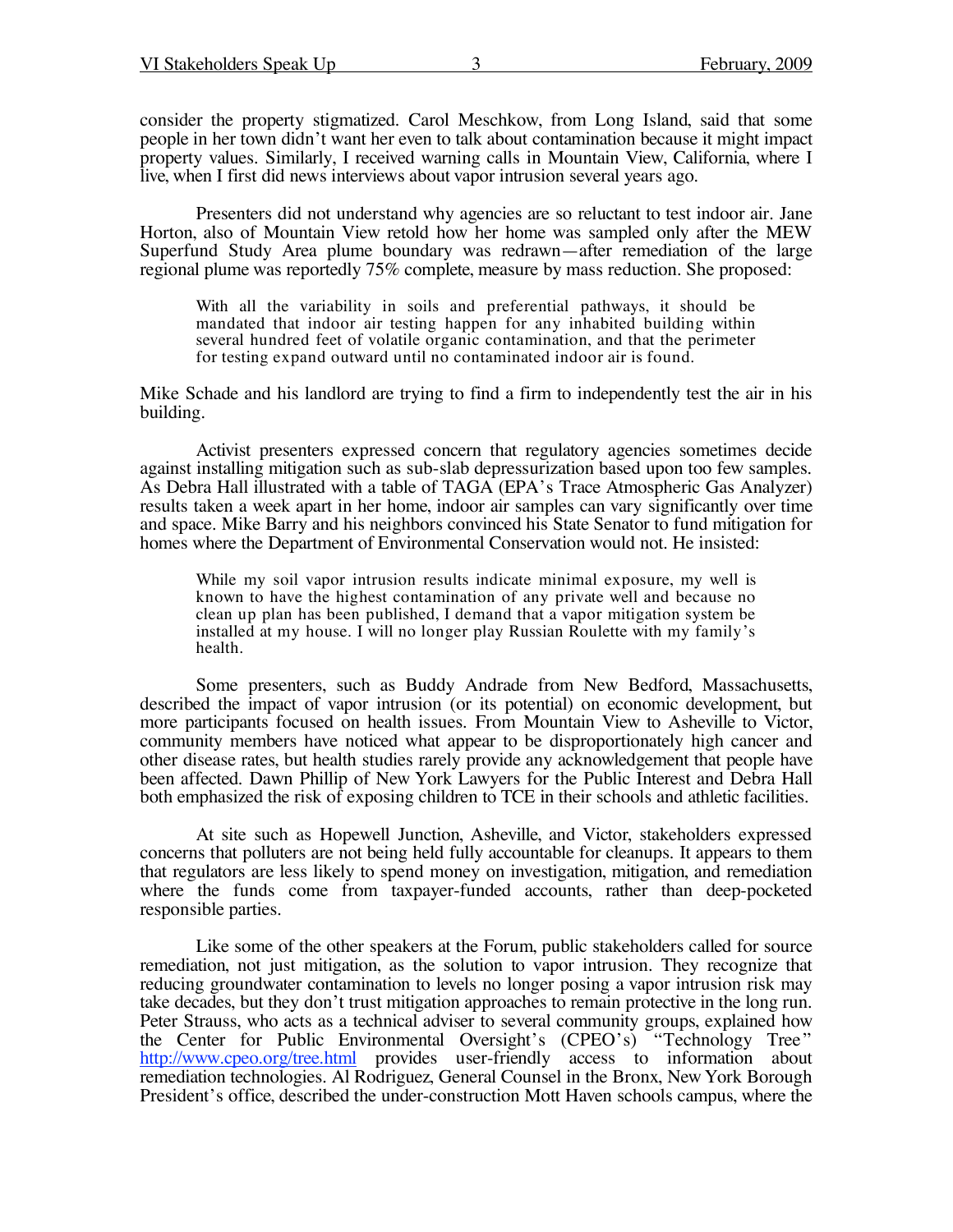consider the property stigmatized. Carol Meschkow, from Long Island, said that some people in her town didn't want her even to talk about contamination because it might impact property values. Similarly, I received warning calls in Mountain View, California, where I live, when I first did news interviews about vapor intrusion several years ago.

Presenters did not understand why agencies are so reluctant to test indoor air. Jane Horton, also of Mountain View retold how her home was sampled only after the MEW Superfund Study Area plume boundary was redrawn—after remediation of the large regional plume was reportedly 75% complete, measure by mass reduction. She proposed:

> With all the variability in soils and preferential pathways, it should be mandated that indoor air testing happen for any inhabited building within several hundred feet of volatile organic contamination, and that the perimeter for testing expand outward until no contaminated indoor air is found.

Mike Schade and his landlord are trying to find a firm to independently test the air in his building.

Activist presenters expressed concern that regulatory agencies sometimes decide against installing mitigation such as sub-slab depressurization based upon too few samples. As Debra Hall illustrated with a table of TAGA (EPA's Trace Atmospheric Gas Analyzer) results taken a week apart in her home, indoor air samples can vary significantly over time and space. Mike Barry and his neighbors convinced his State Senator to fund mitigation for homes where the Department of Environmental Conservation would not. He insisted:

> While my soil vapor intrusion results indicate minimal exposure, my well is known to have the highest contamination of any private well and because no clean up plan has been published, I demand that a vapor mitigation system be installed at my house. I will no longer play Russian Roulette with my family's health.

Some presenters, such as Buddy Andrade from New Bedford, Massachusetts, described the impact of vapor intrusion (or its potential) on economic development, but more participants focused on health issues. From Mountain View to Asheville to Victor, community members have noticed what appear to be disproportionately high cancer and other disease rates, but health studies rarely provide any acknowledgement that people have been affected. Dawn Phillip of New York Lawyers for the Public Interest and Debra Hall both emphasized the risk of exposing children to TCE in their schools and athletic facilities.

At site such as Hopewell Junction, Asheville, and Victor, stakeholders expressed concerns that polluters are not being held fully accountable for cleanups. It appears to them that regulators are less likely to spend money on investigation, mitigation, and remediation where the funds come from taxpayer-funded accounts, rather than deep-pocketed responsible parties.

Like some of the other speakers at the Forum, public stakeholders called for source remediation, not just mitigation, as the solution to vapor intrusion. They recognize that reducing groundwater contamination to levels no longer posing a vapor intrusion risk may take decades, but they don't trust mitigation approaches to remain protective in the long run. Peter Strauss, who acts as a technical adviser to several community groups, explained how the Center for Public Environmental Oversight's (CPEO's) "Technology Tree" http://www.cpeo.org/tree.html provides user-friendly access to information about remediation technologies. Al Rodriguez, General Counsel in the Bronx, New York Borough President's office, described the under-construction Mott Haven schools campus, where the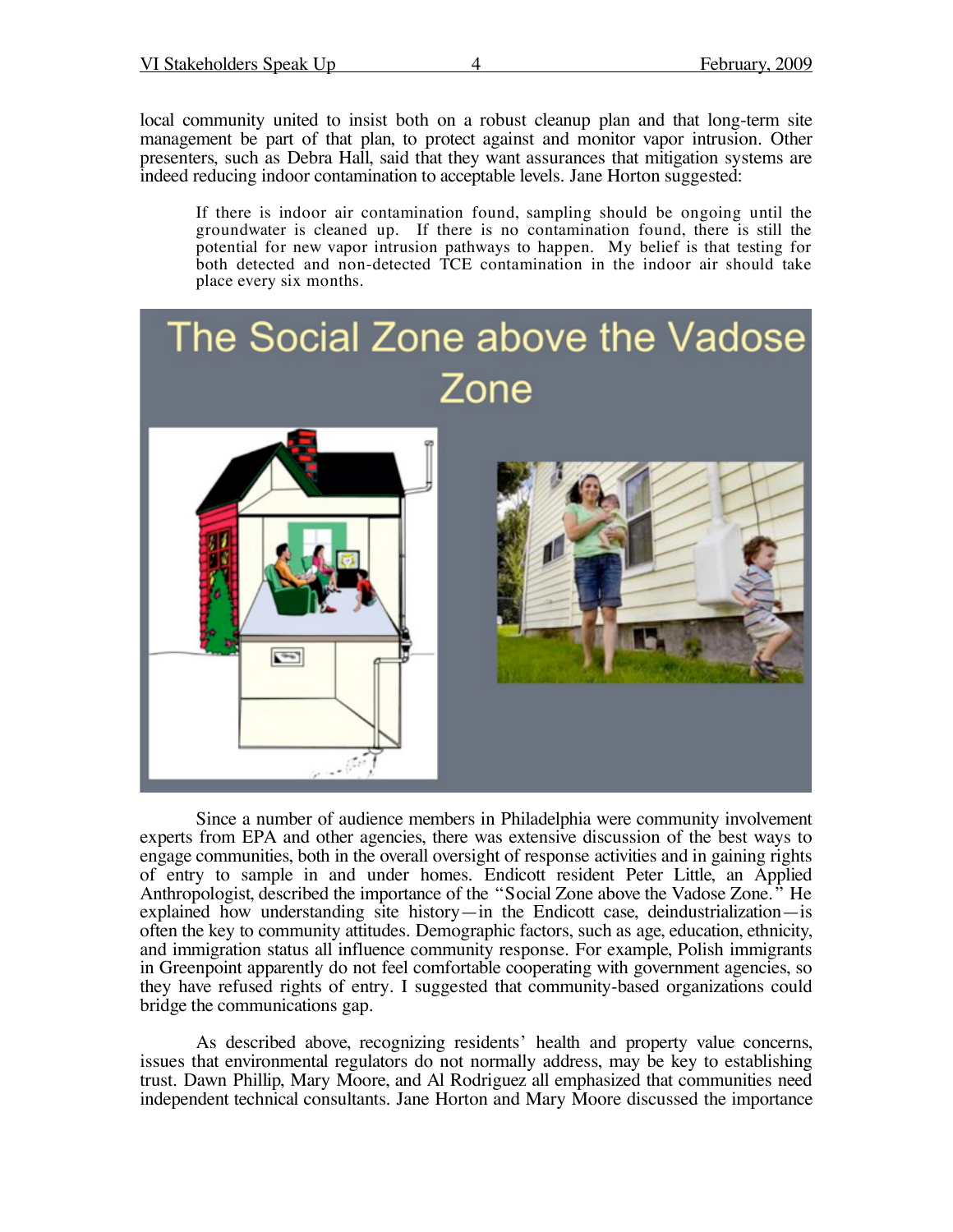local community united to insist both on a robust cleanup plan and that long-term site management be part of that plan, to protect against and monitor vapor intrusion. Other presenters, such as Debra Hall, said that they want assurances that mitigation systems are indeed reducing indoor contamination to acceptable levels. Jane Horton suggested:

> If there is indoor air contamination found, sampling should be ongoing until the groundwater is cleaned up. If there is no contamination found, there is still the potential for new vapor intrusion pathways to happen. My belief is that testing for both detected and non-detected TCE contamination in the indoor air should take place every six months.

The Social Zone above the Vadose Zone

Since a number of audience members in Philadelphia were community involvement experts from EPA and other agencies, there was extensive discussion of the best ways to engage communities, both in the overall oversight of response activities and in gaining rights of entry to sample in and under homes. Endicott resident Peter Little, an Applied Anthropologist, described the importance of the "Social Zone above the Vadose Zone." He explained how understanding site history—in the Endicott case, deindustrialization—is often the key to community attitudes. Demographic factors, such as age, education, ethnicity, and immigration status all influence community response. For example, Polish immigrants in Greenpoint apparently do not feel comfortable cooperating with government agencies, so they have refused rights of entry. I suggested that community-based organizations could bridge the communications gap.

As described above, recognizing residents' health and property value concerns, issues that environmental regulators do not normally address, may be key to establishing trust. Dawn Phillip, Mary Moore, and Al Rodriguez all emphasized that communities need independent technical consultants. Jane Horton and Mary Moore discussed the importance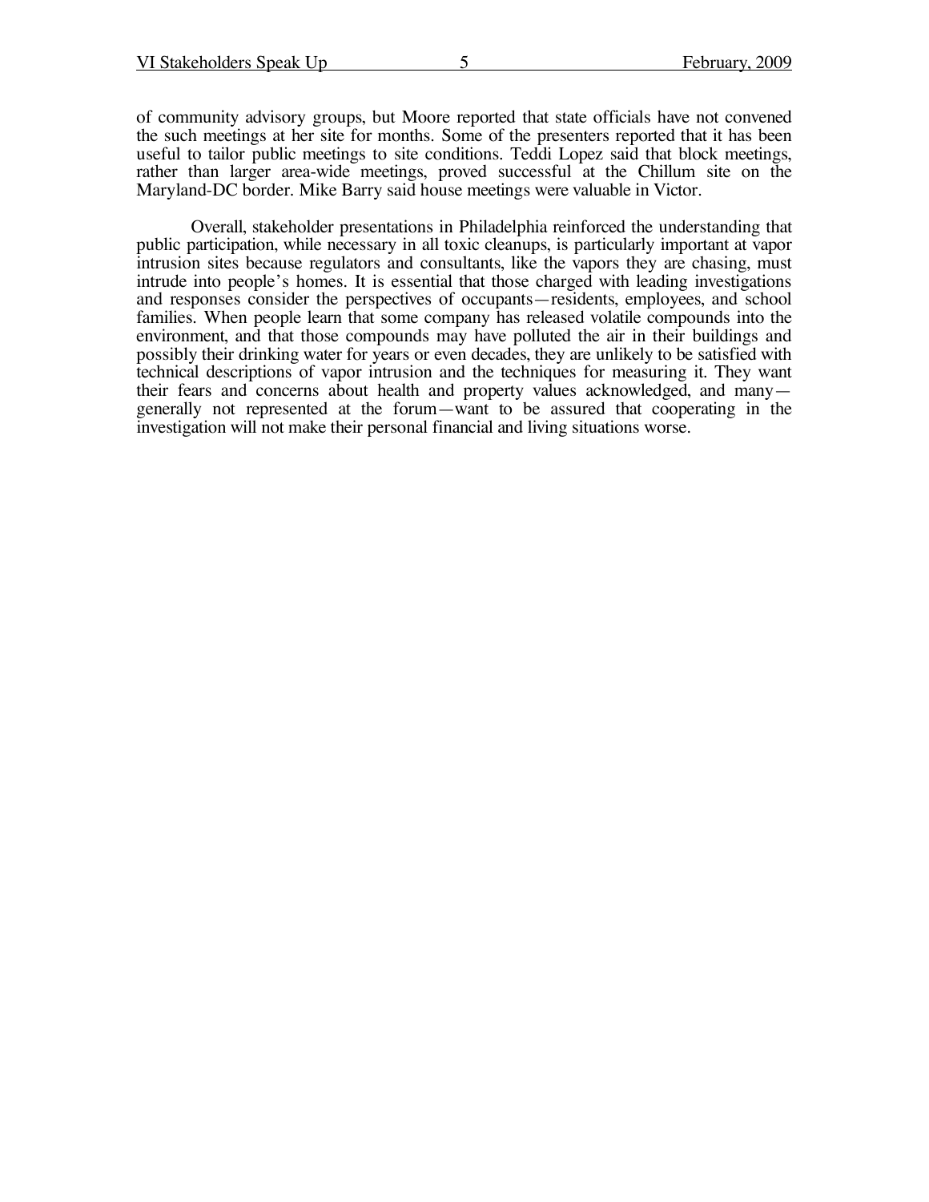of community advisory groups, but Moore reported that state officials have not convened the such meetings at her site for months. Some of the presenters reported that it has been useful to tailor public meetings to site conditions. Teddi Lopez said that block meetings, rather than larger area-wide meetings, proved successful at the Chillum site on the Maryland-DC border. Mike Barry said house meetings were valuable in Victor.

Overall, stakeholder presentations in Philadelphia reinforced the understanding that public participation, while necessary in all toxic cleanups, is particularly important at vapor intrusion sites because regulators and consultants, like the vapors they are chasing, must intrude into people's homes. It is essential that those charged with leading investigations and responses consider the perspectives of occupants—residents, employees, and school families. When people learn that some company has released volatile compounds into the environment, and that those compounds may have polluted the air in their buildings and possibly their drinking water for years or even decades, they are unlikely to be satisfied with technical descriptions of vapor intrusion and the techniques for measuring it. They want their fears and concerns about health and property values acknowledged, and many—generally not represented at the forum—want to be assured that cooperating in the investigation will not make their personal financial and living situations worse.